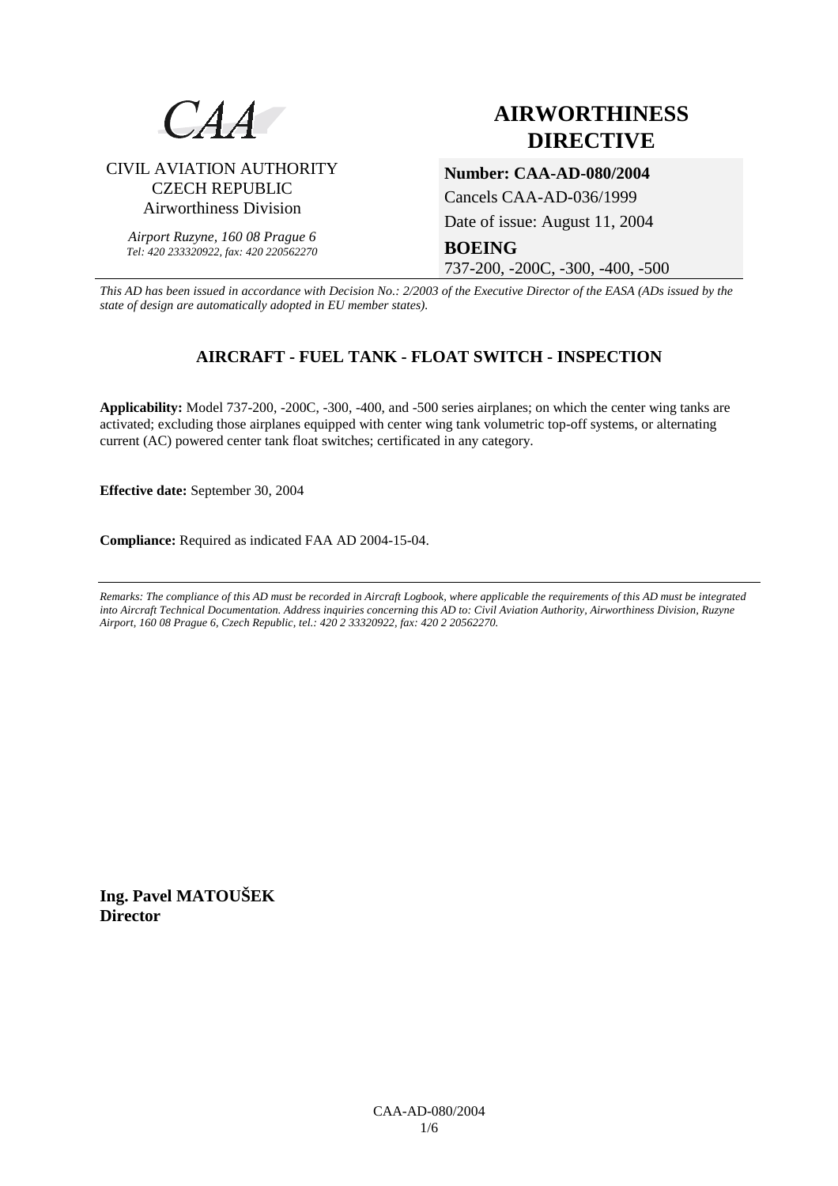CAA

CIVIL AVIATION AUTHORITY
CZECH REPUBLIC
Airworthiness Division

*Airport Ruzyne, 160 08 Prague 6*
*Tel: 420 233320922, fax: 420 220562270*

# AIRWORTHINESS DIRECTIVE

**Number: CAA-AD-080/2004**

Cancels CAA-AD-036/1999

Date of issue: August 11, 2004

**BOEING**

737-200, -200C, -300, -400, -500

*This AD has been issued in accordance with Decision No.: 2/2003 of the Executive Director of the EASA (ADs issued by the state of design are automatically adopted in EU member states).*

## AIRCRAFT - FUEL TANK - FLOAT SWITCH - INSPECTION

**Applicability:** Model 737-200, -200C, -300, -400, and -500 series airplanes; on which the center wing tanks are activated; excluding those airplanes equipped with center wing tank volumetric top-off systems, or alternating current (AC) powered center tank float switches; certificated in any category.

**Effective date:** September 30, 2004

**Compliance:** Required as indicated FAA AD 2004-15-04.

---

*Remarks: The compliance of this AD must be recorded in Aircraft Logbook, where applicable the requirements of this AD must be integrated into Aircraft Technical Documentation. Address inquiries concerning this AD to: Civil Aviation Authority, Airworthiness Division, Ruzyne Airport, 160 08 Prague 6, Czech Republic, tel.: 420 2 33320922, fax: 420 2 20562270.*

**Ing. Pavel MATOUŠEK**
**Director**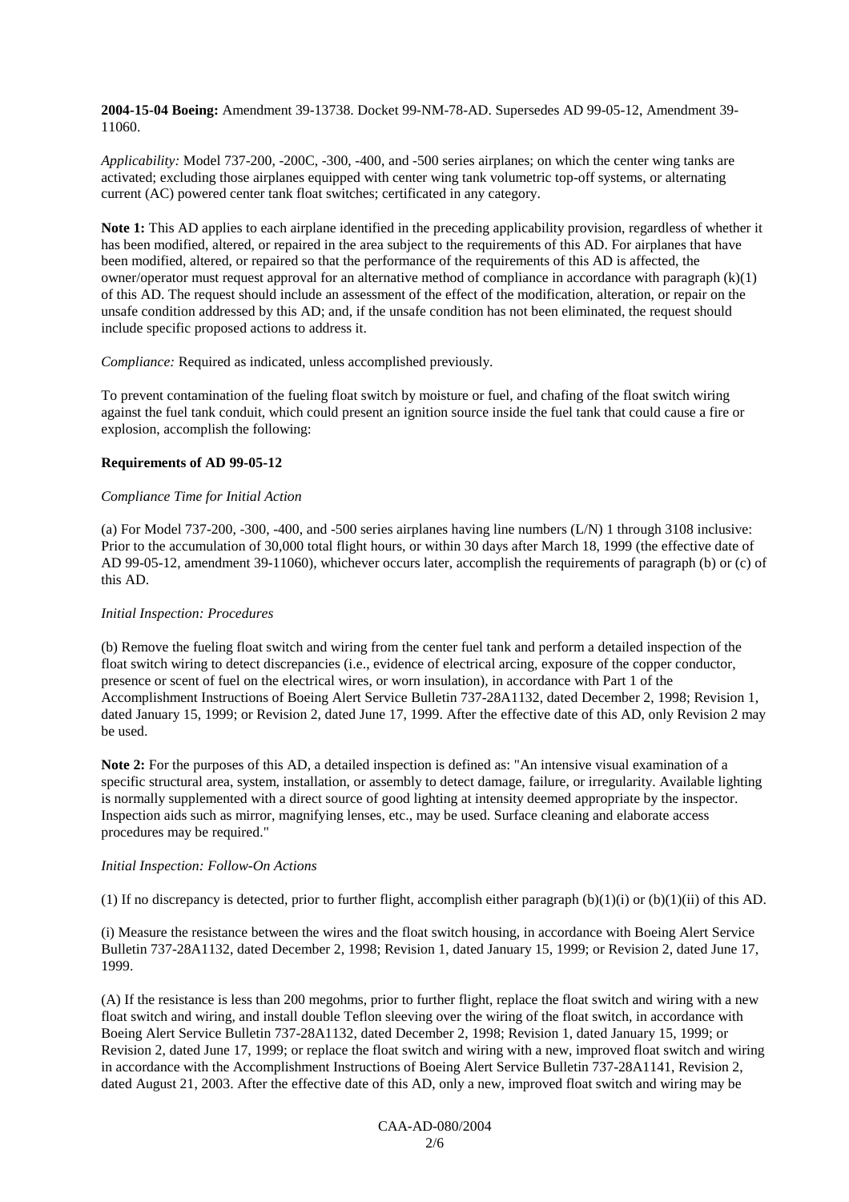**2004-15-04 Boeing:** Amendment 39-13738. Docket 99-NM-78-AD. Supersedes AD 99-05-12, Amendment 39-11060.

*Applicability:* Model 737-200, -200C, -300, -400, and -500 series airplanes; on which the center wing tanks are activated; excluding those airplanes equipped with center wing tank volumetric top-off systems, or alternating current (AC) powered center tank float switches; certificated in any category.

**Note 1:** This AD applies to each airplane identified in the preceding applicability provision, regardless of whether it has been modified, altered, or repaired in the area subject to the requirements of this AD. For airplanes that have been modified, altered, or repaired so that the performance of the requirements of this AD is affected, the owner/operator must request approval for an alternative method of compliance in accordance with paragraph (k)(1) of this AD. The request should include an assessment of the effect of the modification, alteration, or repair on the unsafe condition addressed by this AD; and, if the unsafe condition has not been eliminated, the request should include specific proposed actions to address it.

*Compliance:* Required as indicated, unless accomplished previously.

To prevent contamination of the fueling float switch by moisture or fuel, and chafing of the float switch wiring against the fuel tank conduit, which could present an ignition source inside the fuel tank that could cause a fire or explosion, accomplish the following:

**Requirements of AD 99-05-12**

*Compliance Time for Initial Action*

(a) For Model 737-200, -300, -400, and -500 series airplanes having line numbers (L/N) 1 through 3108 inclusive: Prior to the accumulation of 30,000 total flight hours, or within 30 days after March 18, 1999 (the effective date of AD 99-05-12, amendment 39-11060), whichever occurs later, accomplish the requirements of paragraph (b) or (c) of this AD.

*Initial Inspection: Procedures*

(b) Remove the fueling float switch and wiring from the center fuel tank and perform a detailed inspection of the float switch wiring to detect discrepancies (i.e., evidence of electrical arcing, exposure of the copper conductor, presence or scent of fuel on the electrical wires, or worn insulation), in accordance with Part 1 of the Accomplishment Instructions of Boeing Alert Service Bulletin 737-28A1132, dated December 2, 1998; Revision 1, dated January 15, 1999; or Revision 2, dated June 17, 1999. After the effective date of this AD, only Revision 2 may be used.

**Note 2:** For the purposes of this AD, a detailed inspection is defined as: "An intensive visual examination of a specific structural area, system, installation, or assembly to detect damage, failure, or irregularity. Available lighting is normally supplemented with a direct source of good lighting at intensity deemed appropriate by the inspector. Inspection aids such as mirror, magnifying lenses, etc., may be used. Surface cleaning and elaborate access procedures may be required."

*Initial Inspection: Follow-On Actions*

(1) If no discrepancy is detected, prior to further flight, accomplish either paragraph (b)(1)(i) or (b)(1)(ii) of this AD.

(i) Measure the resistance between the wires and the float switch housing, in accordance with Boeing Alert Service Bulletin 737-28A1132, dated December 2, 1998; Revision 1, dated January 15, 1999; or Revision 2, dated June 17, 1999.

(A) If the resistance is less than 200 megohms, prior to further flight, replace the float switch and wiring with a new float switch and wiring, and install double Teflon sleeving over the wiring of the float switch, in accordance with Boeing Alert Service Bulletin 737-28A1132, dated December 2, 1998; Revision 1, dated January 15, 1999; or Revision 2, dated June 17, 1999; or replace the float switch and wiring with a new, improved float switch and wiring in accordance with the Accomplishment Instructions of Boeing Alert Service Bulletin 737-28A1141, Revision 2, dated August 21, 2003. After the effective date of this AD, only a new, improved float switch and wiring may be

CAA-AD-080/2004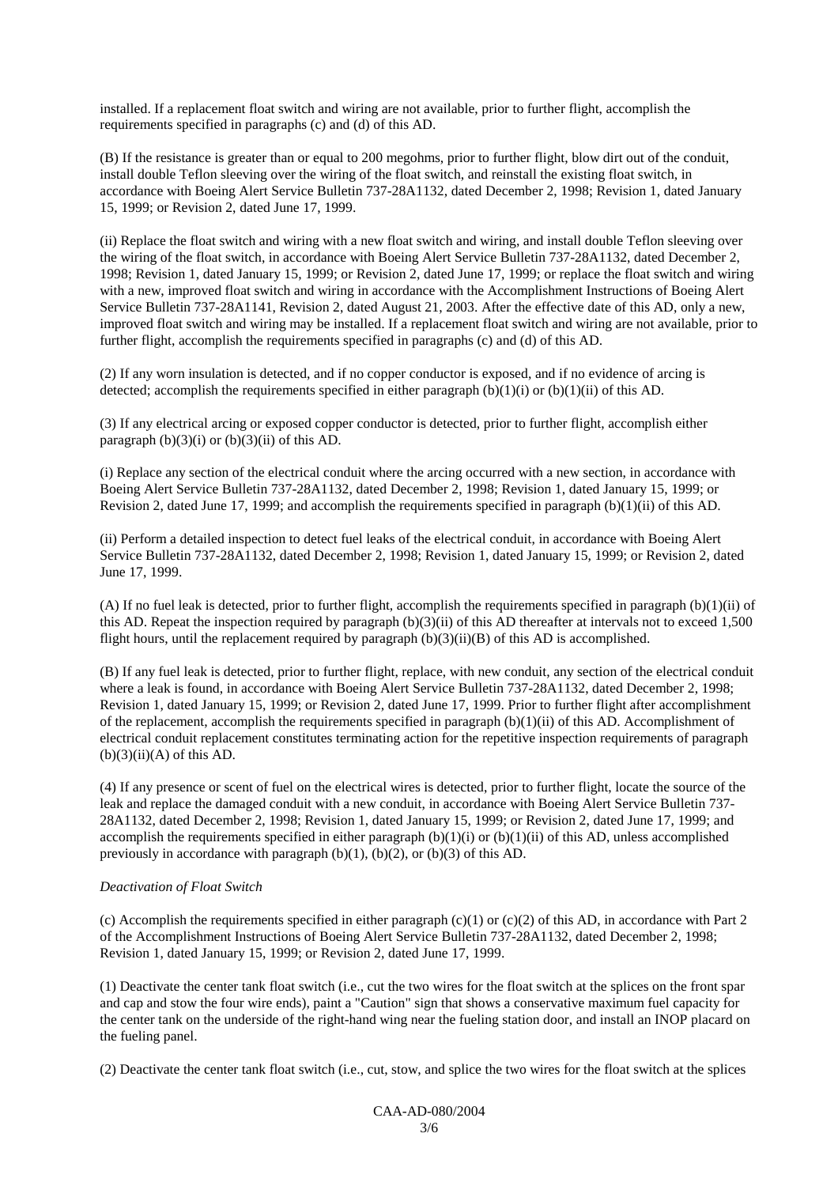installed. If a replacement float switch and wiring are not available, prior to further flight, accomplish the requirements specified in paragraphs (c) and (d) of this AD.

(B) If the resistance is greater than or equal to 200 megohms, prior to further flight, blow dirt out of the conduit, install double Teflon sleeving over the wiring of the float switch, and reinstall the existing float switch, in accordance with Boeing Alert Service Bulletin 737-28A1132, dated December 2, 1998; Revision 1, dated January 15, 1999; or Revision 2, dated June 17, 1999.

(ii) Replace the float switch and wiring with a new float switch and wiring, and install double Teflon sleeving over the wiring of the float switch, in accordance with Boeing Alert Service Bulletin 737-28A1132, dated December 2, 1998; Revision 1, dated January 15, 1999; or Revision 2, dated June 17, 1999; or replace the float switch and wiring with a new, improved float switch and wiring in accordance with the Accomplishment Instructions of Boeing Alert Service Bulletin 737-28A1141, Revision 2, dated August 21, 2003. After the effective date of this AD, only a new, improved float switch and wiring may be installed. If a replacement float switch and wiring are not available, prior to further flight, accomplish the requirements specified in paragraphs (c) and (d) of this AD.

(2) If any worn insulation is detected, and if no copper conductor is exposed, and if no evidence of arcing is detected; accomplish the requirements specified in either paragraph (b)(1)(i) or (b)(1)(ii) of this AD.

(3) If any electrical arcing or exposed copper conductor is detected, prior to further flight, accomplish either paragraph (b)(3)(i) or (b)(3)(ii) of this AD.

(i) Replace any section of the electrical conduit where the arcing occurred with a new section, in accordance with Boeing Alert Service Bulletin 737-28A1132, dated December 2, 1998; Revision 1, dated January 15, 1999; or Revision 2, dated June 17, 1999; and accomplish the requirements specified in paragraph (b)(1)(ii) of this AD.

(ii) Perform a detailed inspection to detect fuel leaks of the electrical conduit, in accordance with Boeing Alert Service Bulletin 737-28A1132, dated December 2, 1998; Revision 1, dated January 15, 1999; or Revision 2, dated June 17, 1999.

(A) If no fuel leak is detected, prior to further flight, accomplish the requirements specified in paragraph (b)(1)(ii) of this AD. Repeat the inspection required by paragraph (b)(3)(ii) of this AD thereafter at intervals not to exceed 1,500 flight hours, until the replacement required by paragraph (b)(3)(ii)(B) of this AD is accomplished.

(B) If any fuel leak is detected, prior to further flight, replace, with new conduit, any section of the electrical conduit where a leak is found, in accordance with Boeing Alert Service Bulletin 737-28A1132, dated December 2, 1998; Revision 1, dated January 15, 1999; or Revision 2, dated June 17, 1999. Prior to further flight after accomplishment of the replacement, accomplish the requirements specified in paragraph (b)(1)(ii) of this AD. Accomplishment of electrical conduit replacement constitutes terminating action for the repetitive inspection requirements of paragraph (b)(3)(ii)(A) of this AD.

(4) If any presence or scent of fuel on the electrical wires is detected, prior to further flight, locate the source of the leak and replace the damaged conduit with a new conduit, in accordance with Boeing Alert Service Bulletin 737-28A1132, dated December 2, 1998; Revision 1, dated January 15, 1999; or Revision 2, dated June 17, 1999; and accomplish the requirements specified in either paragraph (b)(1)(i) or (b)(1)(ii) of this AD, unless accomplished previously in accordance with paragraph (b)(1), (b)(2), or (b)(3) of this AD.

*Deactivation of Float Switch*

(c) Accomplish the requirements specified in either paragraph (c)(1) or (c)(2) of this AD, in accordance with Part 2 of the Accomplishment Instructions of Boeing Alert Service Bulletin 737-28A1132, dated December 2, 1998; Revision 1, dated January 15, 1999; or Revision 2, dated June 17, 1999.

(1) Deactivate the center tank float switch (i.e., cut the two wires for the float switch at the splices on the front spar and cap and stow the four wire ends), paint a "Caution" sign that shows a conservative maximum fuel capacity for the center tank on the underside of the right-hand wing near the fueling station door, and install an INOP placard on the fueling panel.

(2) Deactivate the center tank float switch (i.e., cut, stow, and splice the two wires for the float switch at the splices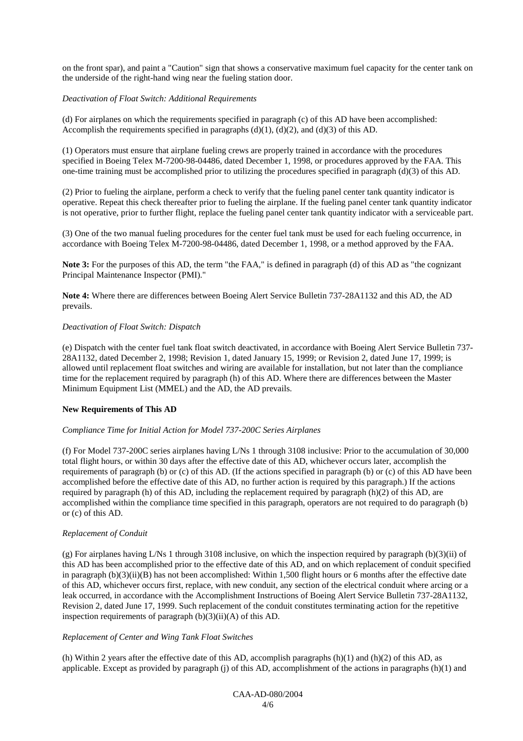on the front spar), and paint a "Caution" sign that shows a conservative maximum fuel capacity for the center tank on the underside of the right-hand wing near the fueling station door.

*Deactivation of Float Switch: Additional Requirements*

(d) For airplanes on which the requirements specified in paragraph (c) of this AD have been accomplished: Accomplish the requirements specified in paragraphs (d)(1), (d)(2), and (d)(3) of this AD.

(1) Operators must ensure that airplane fueling crews are properly trained in accordance with the procedures specified in Boeing Telex M-7200-98-04486, dated December 1, 1998, or procedures approved by the FAA. This one-time training must be accomplished prior to utilizing the procedures specified in paragraph (d)(3) of this AD.

(2) Prior to fueling the airplane, perform a check to verify that the fueling panel center tank quantity indicator is operative. Repeat this check thereafter prior to fueling the airplane. If the fueling panel center tank quantity indicator is not operative, prior to further flight, replace the fueling panel center tank quantity indicator with a serviceable part.

(3) One of the two manual fueling procedures for the center fuel tank must be used for each fueling occurrence, in accordance with Boeing Telex M-7200-98-04486, dated December 1, 1998, or a method approved by the FAA.

**Note 3:** For the purposes of this AD, the term "the FAA," is defined in paragraph (d) of this AD as "the cognizant Principal Maintenance Inspector (PMI)."

**Note 4:** Where there are differences between Boeing Alert Service Bulletin 737-28A1132 and this AD, the AD prevails.

*Deactivation of Float Switch: Dispatch*

(e) Dispatch with the center fuel tank float switch deactivated, in accordance with Boeing Alert Service Bulletin 737-28A1132, dated December 2, 1998; Revision 1, dated January 15, 1999; or Revision 2, dated June 17, 1999; is allowed until replacement float switches and wiring are available for installation, but not later than the compliance time for the replacement required by paragraph (h) of this AD. Where there are differences between the Master Minimum Equipment List (MMEL) and the AD, the AD prevails.

**New Requirements of This AD**

*Compliance Time for Initial Action for Model 737-200C Series Airplanes*

(f) For Model 737-200C series airplanes having L/Ns 1 through 3108 inclusive: Prior to the accumulation of 30,000 total flight hours, or within 30 days after the effective date of this AD, whichever occurs later, accomplish the requirements of paragraph (b) or (c) of this AD. (If the actions specified in paragraph (b) or (c) of this AD have been accomplished before the effective date of this AD, no further action is required by this paragraph.) If the actions required by paragraph (h) of this AD, including the replacement required by paragraph (h)(2) of this AD, are accomplished within the compliance time specified in this paragraph, operators are not required to do paragraph (b) or (c) of this AD.

*Replacement of Conduit*

(g) For airplanes having L/Ns 1 through 3108 inclusive, on which the inspection required by paragraph (b)(3)(ii) of this AD has been accomplished prior to the effective date of this AD, and on which replacement of conduit specified in paragraph (b)(3)(ii)(B) has not been accomplished: Within 1,500 flight hours or 6 months after the effective date of this AD, whichever occurs first, replace, with new conduit, any section of the electrical conduit where arcing or a leak occurred, in accordance with the Accomplishment Instructions of Boeing Alert Service Bulletin 737-28A1132, Revision 2, dated June 17, 1999. Such replacement of the conduit constitutes terminating action for the repetitive inspection requirements of paragraph (b)(3)(ii)(A) of this AD.

*Replacement of Center and Wing Tank Float Switches*

(h) Within 2 years after the effective date of this AD, accomplish paragraphs (h)(1) and (h)(2) of this AD, as applicable. Except as provided by paragraph (j) of this AD, accomplishment of the actions in paragraphs (h)(1) and

CAA-AD-080/2004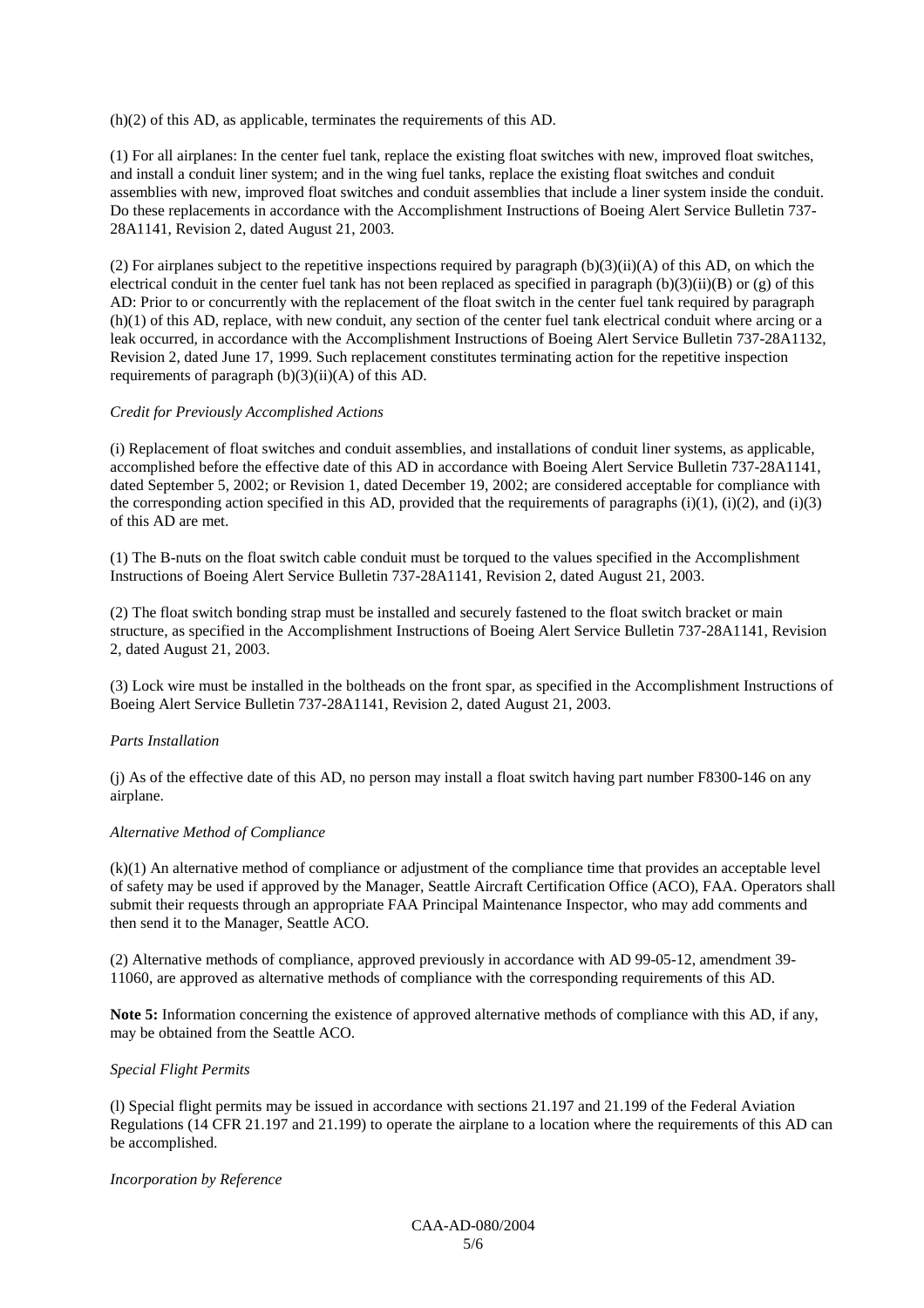(h)(2) of this AD, as applicable, terminates the requirements of this AD.

(1) For all airplanes: In the center fuel tank, replace the existing float switches with new, improved float switches, and install a conduit liner system; and in the wing fuel tanks, replace the existing float switches and conduit assemblies with new, improved float switches and conduit assemblies that include a liner system inside the conduit. Do these replacements in accordance with the Accomplishment Instructions of Boeing Alert Service Bulletin 737-28A1141, Revision 2, dated August 21, 2003.

(2) For airplanes subject to the repetitive inspections required by paragraph (b)(3)(ii)(A) of this AD, on which the electrical conduit in the center fuel tank has not been replaced as specified in paragraph (b)(3)(ii)(B) or (g) of this AD: Prior to or concurrently with the replacement of the float switch in the center fuel tank required by paragraph (h)(1) of this AD, replace, with new conduit, any section of the center fuel tank electrical conduit where arcing or a leak occurred, in accordance with the Accomplishment Instructions of Boeing Alert Service Bulletin 737-28A1132, Revision 2, dated June 17, 1999. Such replacement constitutes terminating action for the repetitive inspection requirements of paragraph (b)(3)(ii)(A) of this AD.

*Credit for Previously Accomplished Actions*

(i) Replacement of float switches and conduit assemblies, and installations of conduit liner systems, as applicable, accomplished before the effective date of this AD in accordance with Boeing Alert Service Bulletin 737-28A1141, dated September 5, 2002; or Revision 1, dated December 19, 2002; are considered acceptable for compliance with the corresponding action specified in this AD, provided that the requirements of paragraphs (i)(1), (i)(2), and (i)(3) of this AD are met.

(1) The B-nuts on the float switch cable conduit must be torqued to the values specified in the Accomplishment Instructions of Boeing Alert Service Bulletin 737-28A1141, Revision 2, dated August 21, 2003.

(2) The float switch bonding strap must be installed and securely fastened to the float switch bracket or main structure, as specified in the Accomplishment Instructions of Boeing Alert Service Bulletin 737-28A1141, Revision 2, dated August 21, 2003.

(3) Lock wire must be installed in the boltheads on the front spar, as specified in the Accomplishment Instructions of Boeing Alert Service Bulletin 737-28A1141, Revision 2, dated August 21, 2003.

*Parts Installation*

(j) As of the effective date of this AD, no person may install a float switch having part number F8300-146 on any airplane.

*Alternative Method of Compliance*

(k)(1) An alternative method of compliance or adjustment of the compliance time that provides an acceptable level of safety may be used if approved by the Manager, Seattle Aircraft Certification Office (ACO), FAA. Operators shall submit their requests through an appropriate FAA Principal Maintenance Inspector, who may add comments and then send it to the Manager, Seattle ACO.

(2) Alternative methods of compliance, approved previously in accordance with AD 99-05-12, amendment 39-11060, are approved as alternative methods of compliance with the corresponding requirements of this AD.

**Note 5:** Information concerning the existence of approved alternative methods of compliance with this AD, if any, may be obtained from the Seattle ACO.

*Special Flight Permits*

(l) Special flight permits may be issued in accordance with sections 21.197 and 21.199 of the Federal Aviation Regulations (14 CFR 21.197 and 21.199) to operate the airplane to a location where the requirements of this AD can be accomplished.

*Incorporation by Reference*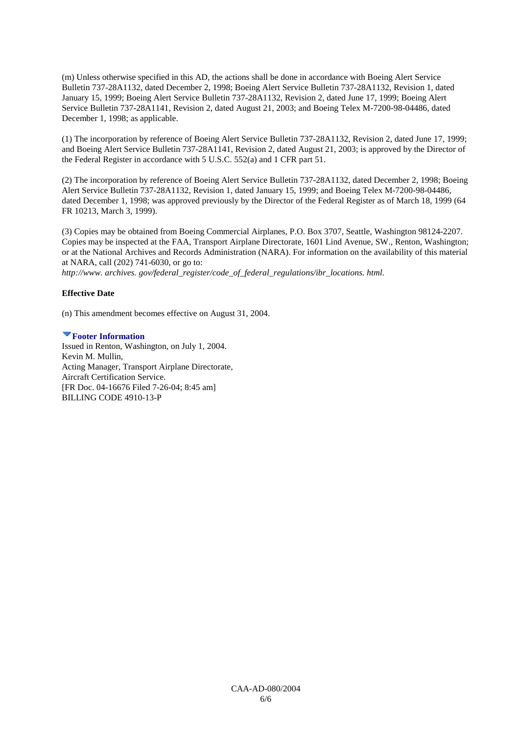(m) Unless otherwise specified in this AD, the actions shall be done in accordance with Boeing Alert Service Bulletin 737-28A1132, dated December 2, 1998; Boeing Alert Service Bulletin 737-28A1132, Revision 1, dated January 15, 1999; Boeing Alert Service Bulletin 737-28A1132, Revision 2, dated June 17, 1999; Boeing Alert Service Bulletin 737-28A1141, Revision 2, dated August 21, 2003; and Boeing Telex M-7200-98-04486, dated December 1, 1998; as applicable.

(1) The incorporation by reference of Boeing Alert Service Bulletin 737-28A1132, Revision 2, dated June 17, 1999; and Boeing Alert Service Bulletin 737-28A1141, Revision 2, dated August 21, 2003; is approved by the Director of the Federal Register in accordance with 5 U.S.C. 552(a) and 1 CFR part 51.

(2) The incorporation by reference of Boeing Alert Service Bulletin 737-28A1132, dated December 2, 1998; Boeing Alert Service Bulletin 737-28A1132, Revision 1, dated January 15, 1999; and Boeing Telex M-7200-98-04486, dated December 1, 1998; was approved previously by the Director of the Federal Register as of March 18, 1999 (64 FR 10213, March 3, 1999).

(3) Copies may be obtained from Boeing Commercial Airplanes, P.O. Box 3707, Seattle, Washington 98124-2207. Copies may be inspected at the FAA, Transport Airplane Directorate, 1601 Lind Avenue, SW., Renton, Washington; or at the National Archives and Records Administration (NARA). For information on the availability of this material at NARA, call (202) 741-6030, or go to:
*http://www. archives. gov/federal_register/code_of_federal_regulations/ibr_locations. html*.

**Effective Date**

(n) This amendment becomes effective on August 31, 2004.

**Footer Information**

Issued in Renton, Washington, on July 1, 2004.
Kevin M. Mullin,
Acting Manager, Transport Airplane Directorate,
Aircraft Certification Service.
[FR Doc. 04-16676 Filed 7-26-04; 8:45 am]
BILLING CODE 4910-13-P

CAA-AD-080/2004